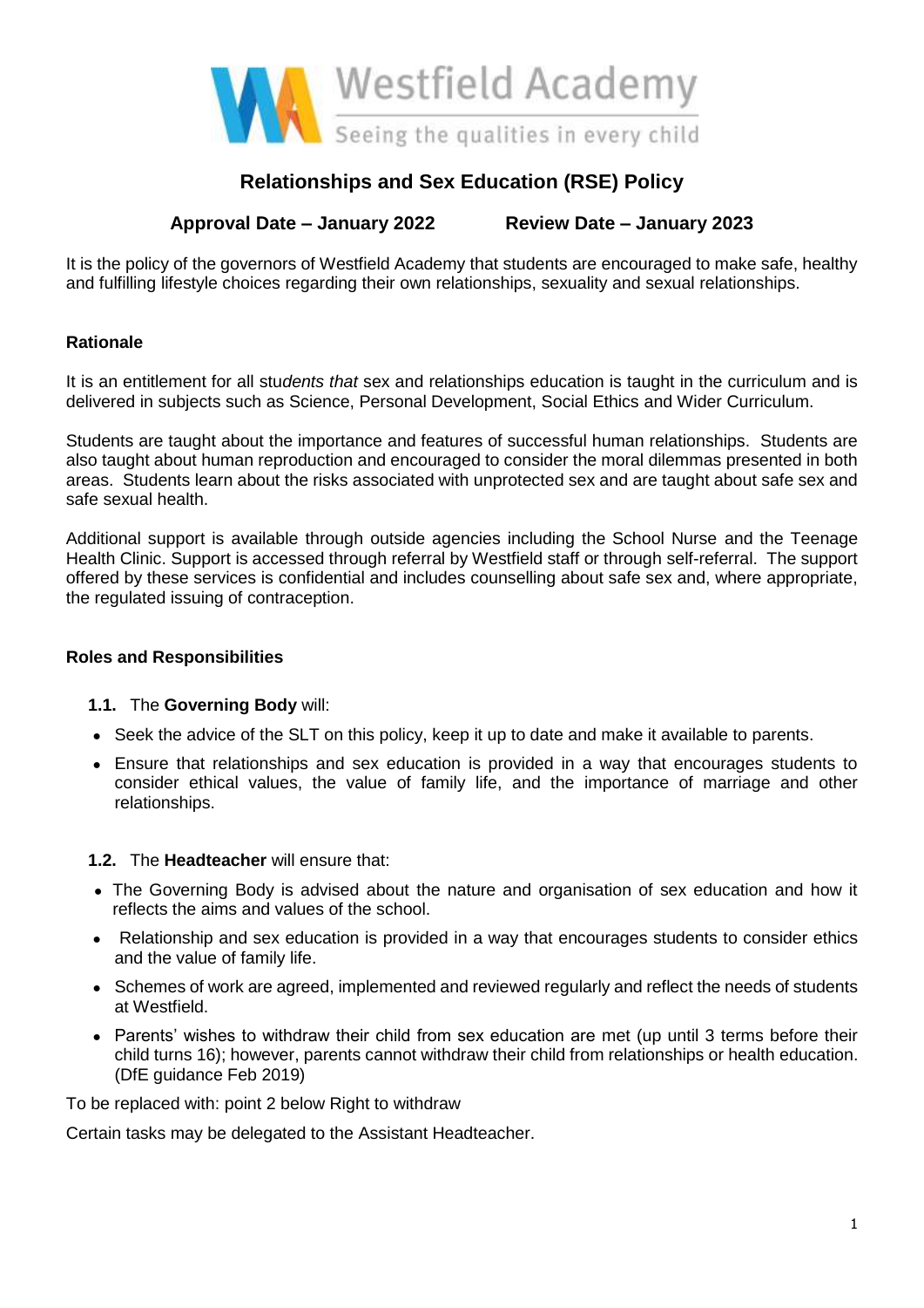Westfield Academy

Seeing the qualities in every child

# Relationships and Sex Education (RSE) Policy

**Approval Date – January 2022** **Review Date – January 2023**

It is the policy of the governors of Westfield Academy that students are encouraged to make safe, healthy and fulfilling lifestyle choices regarding their own relationships, sexuality and sexual relationships.

## Rationale

It is an entitlement for all stu*dents that* sex and relationships education is taught in the curriculum and is delivered in subjects such as Science, Personal Development, Social Ethics and Wider Curriculum.

Students are taught about the importance and features of successful human relationships. Students are also taught about human reproduction and encouraged to consider the moral dilemmas presented in both areas. Students learn about the risks associated with unprotected sex and are taught about safe sex and safe sexual health.

Additional support is available through outside agencies including the School Nurse and the Teenage Health Clinic. Support is accessed through referral by Westfield staff or through self-referral. The support offered by these services is confidential and includes counselling about safe sex and, where appropriate, the regulated issuing of contraception.

## Roles and Responsibilities

**1.1.** The **Governing Body** will:

- Seek the advice of the SLT on this policy, keep it up to date and make it available to parents.
- Ensure that relationships and sex education is provided in a way that encourages students to consider ethical values, the value of family life, and the importance of marriage and other relationships.

**1.2.** The **Headteacher** will ensure that:

- The Governing Body is advised about the nature and organisation of sex education and how it reflects the aims and values of the school.
- Relationship and sex education is provided in a way that encourages students to consider ethics and the value of family life.
- Schemes of work are agreed, implemented and reviewed regularly and reflect the needs of students at Westfield.
- Parents' wishes to withdraw their child from sex education are met (up until 3 terms before their child turns 16); however, parents cannot withdraw their child from relationships or health education. (DfE guidance Feb 2019)

To be replaced with: point 2 below Right to withdraw

Certain tasks may be delegated to the Assistant Headteacher.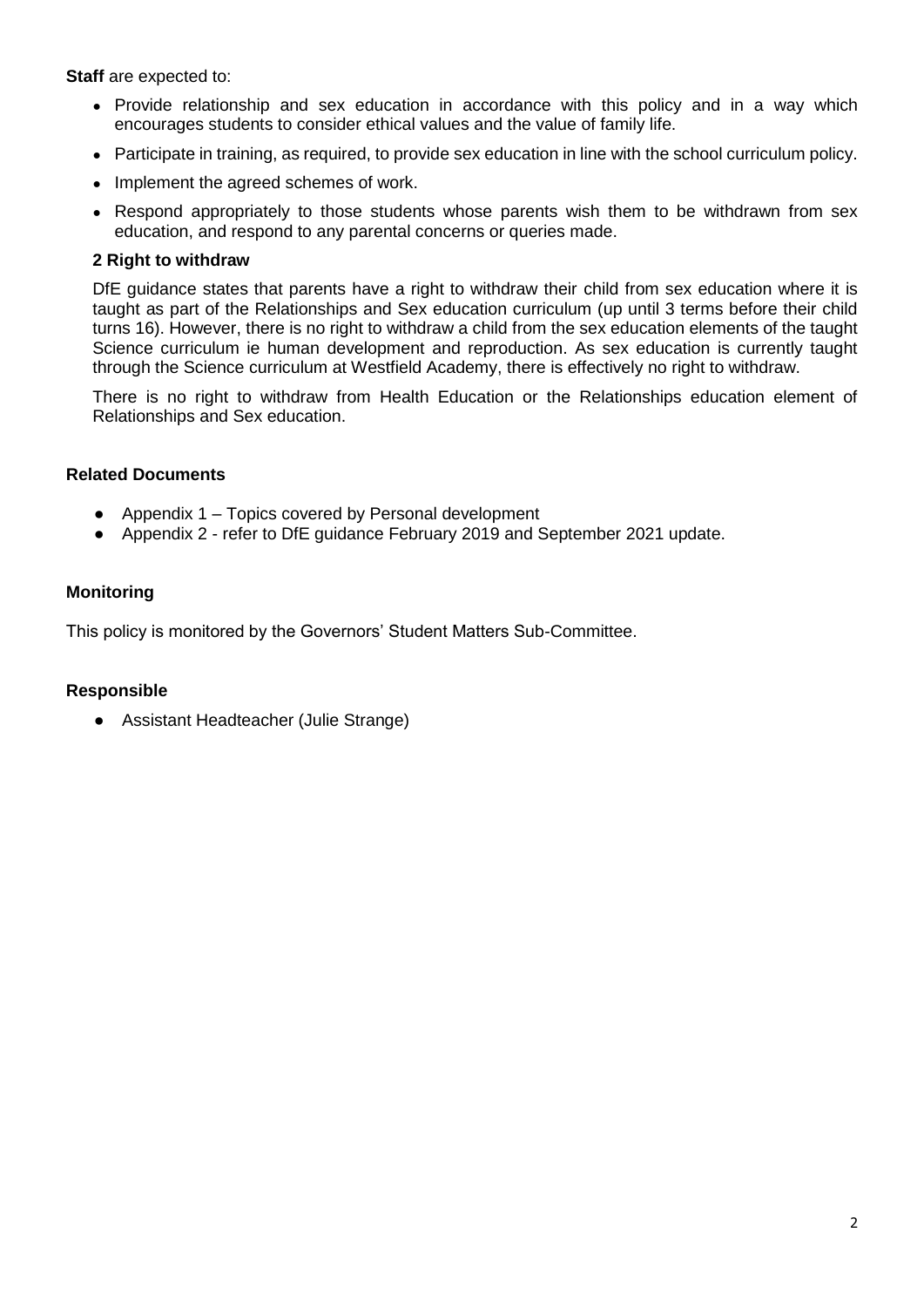**Staff** are expected to:

- Provide relationship and sex education in accordance with this policy and in a way which encourages students to consider ethical values and the value of family life.
- Participate in training, as required, to provide sex education in line with the school curriculum policy.
- Implement the agreed schemes of work.
- Respond appropriately to those students whose parents wish them to be withdrawn from sex education, and respond to any parental concerns or queries made.

### 2 Right to withdraw

DfE guidance states that parents have a right to withdraw their child from sex education where it is taught as part of the Relationships and Sex education curriculum (up until 3 terms before their child turns 16). However, there is no right to withdraw a child from the sex education elements of the taught Science curriculum ie human development and reproduction. As sex education is currently taught through the Science curriculum at Westfield Academy, there is effectively no right to withdraw.

There is no right to withdraw from Health Education or the Relationships education element of Relationships and Sex education.

### Related Documents

- Appendix 1 – Topics covered by Personal development
- Appendix 2 - refer to DfE guidance February 2019 and September 2021 update.

### Monitoring

This policy is monitored by the Governors' Student Matters Sub-Committee.

### Responsible

- Assistant Headteacher (Julie Strange)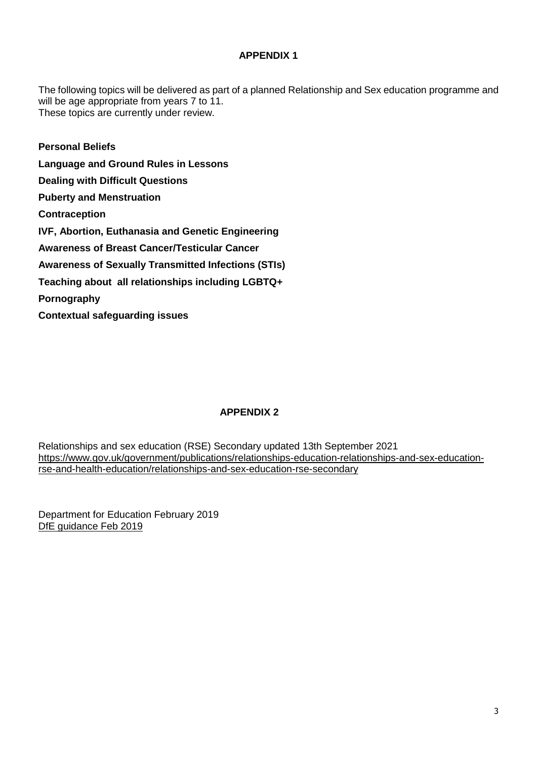## APPENDIX 1

The following topics will be delivered as part of a planned Relationship and Sex education programme and will be age appropriate from years 7 to 11.
These topics are currently under review.

**Personal Beliefs**

**Language and Ground Rules in Lessons**

**Dealing with Difficult Questions**

**Puberty and Menstruation**

**Contraception**

**IVF, Abortion, Euthanasia and Genetic Engineering**

**Awareness of Breast Cancer/Testicular Cancer**

**Awareness of Sexually Transmitted Infections (STIs)**

**Teaching about all relationships including LGBTQ+**

**Pornography**

**Contextual safeguarding issues**

## APPENDIX 2

Relationships and sex education (RSE) Secondary updated 13th September 2021
https://www.gov.uk/government/publications/relationships-education-relationships-and-sex-education-rse-and-health-education/relationships-and-sex-education-rse-secondary

Department for Education February 2019
DfE guidance Feb 2019